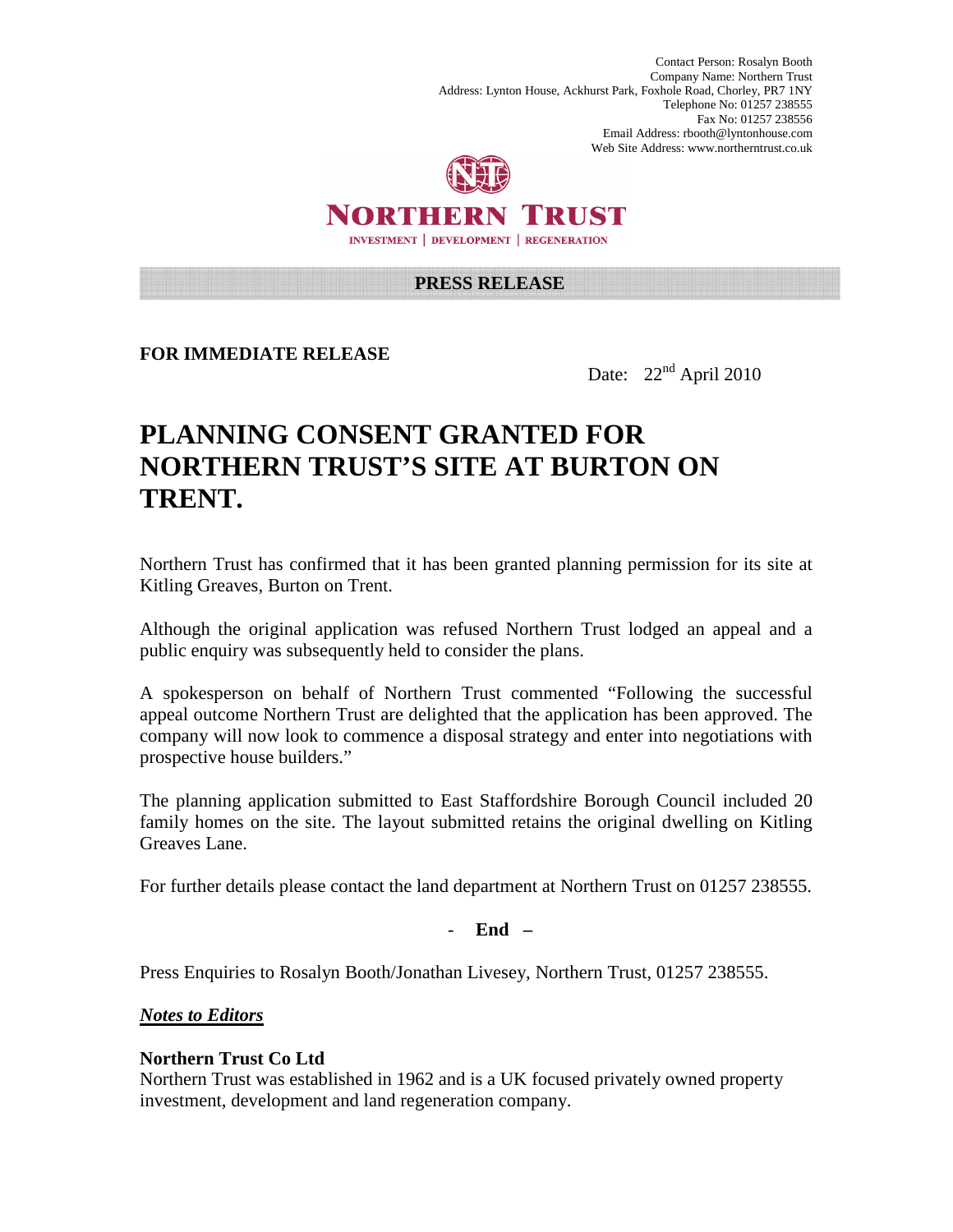Contact Person: Rosalyn Booth
Company Name: Northern Trust
Address: Lynton House, Ackhurst Park, Foxhole Road, Chorley, PR7 1NY
Telephone No: 01257 238555
Fax No: 01257 238556
Email Address: rbooth@lyntonhouse.com
Web Site Address: www.northerntrust.co.uk

NORTHERN TRUST

INVESTMENT | DEVELOPMENT | REGENERATION

**PRESS RELEASE**

**FOR IMMEDIATE RELEASE**

Date: 22nd April 2010

# PLANNING CONSENT GRANTED FOR NORTHERN TRUST'S SITE AT BURTON ON TRENT.

Northern Trust has confirmed that it has been granted planning permission for its site at Kitling Greaves, Burton on Trent.

Although the original application was refused Northern Trust lodged an appeal and a public enquiry was subsequently held to consider the plans.

A spokesperson on behalf of Northern Trust commented "Following the successful appeal outcome Northern Trust are delighted that the application has been approved. The company will now look to commence a disposal strategy and enter into negotiations with prospective house builders."

The planning application submitted to East Staffordshire Borough Council included 20 family homes on the site. The layout submitted retains the original dwelling on Kitling Greaves Lane.

For further details please contact the land department at Northern Trust on 01257 238555.

\- **End –**

Press Enquiries to Rosalyn Booth/Jonathan Livesey, Northern Trust, 01257 238555.

***Notes to Editors***

**Northern Trust Co Ltd**

Northern Trust was established in 1962 and is a UK focused privately owned property investment, development and land regeneration company.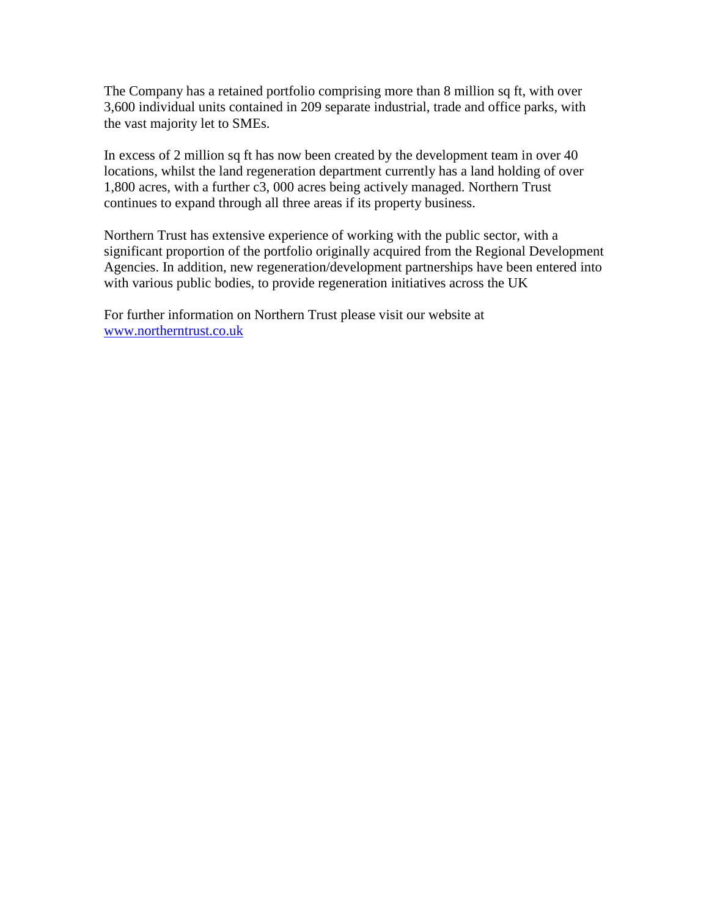The Company has a retained portfolio comprising more than 8 million sq ft, with over 3,600 individual units contained in 209 separate industrial, trade and office parks, with the vast majority let to SMEs.

In excess of 2 million sq ft has now been created by the development team in over 40 locations, whilst the land regeneration department currently has a land holding of over 1,800 acres, with a further c3, 000 acres being actively managed. Northern Trust continues to expand through all three areas if its property business.

Northern Trust has extensive experience of working with the public sector, with a significant proportion of the portfolio originally acquired from the Regional Development Agencies. In addition, new regeneration/development partnerships have been entered into with various public bodies, to provide regeneration initiatives across the UK

For further information on Northern Trust please visit our website at [www.northerntrust.co.uk](http://www.northerntrust.co.uk)